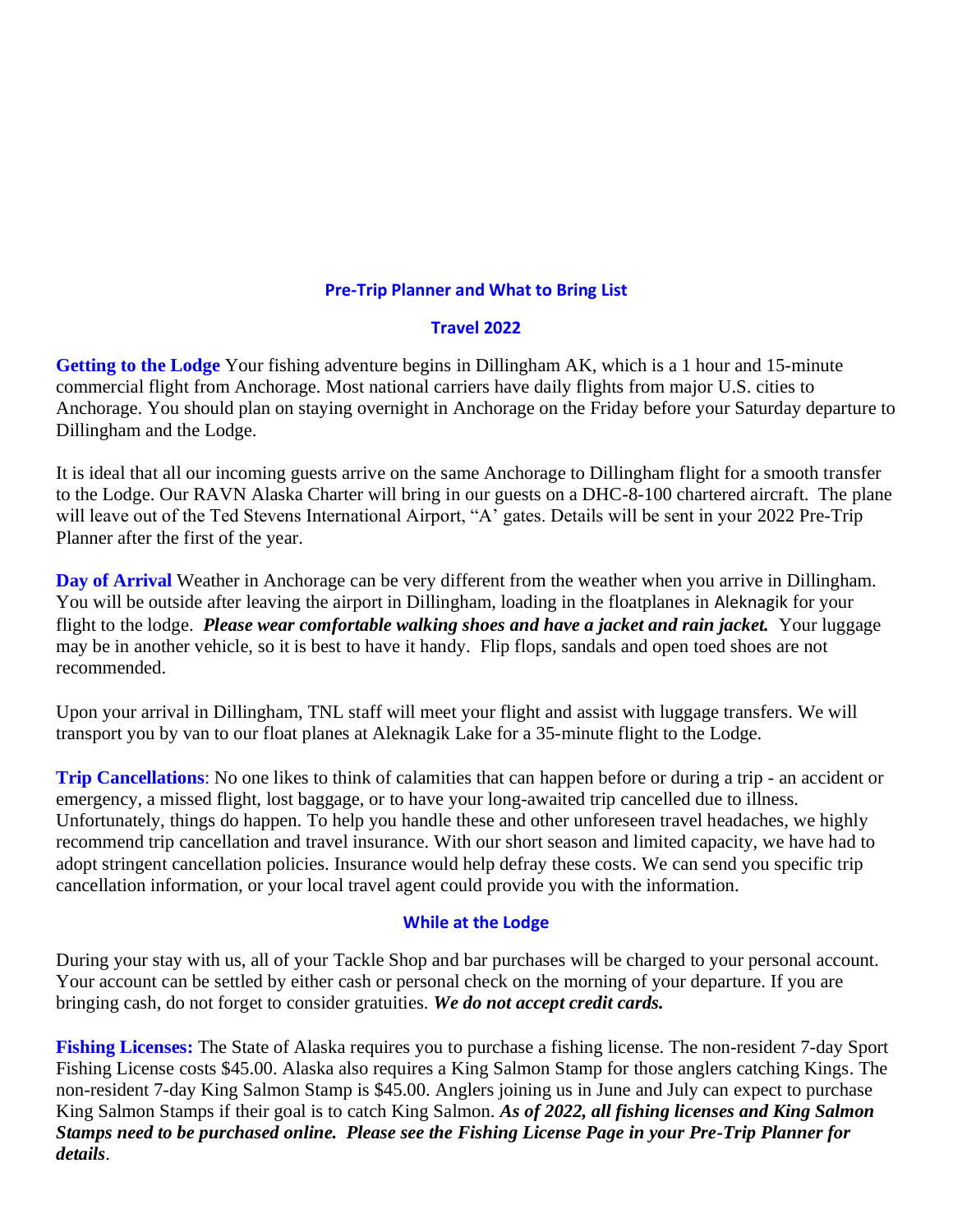## Pre-Trip Planner and What to Bring List

## Travel 2022

**Getting to the Lodge** Your fishing adventure begins in Dillingham AK, which is a 1 hour and 15-minute commercial flight from Anchorage. Most national carriers have daily flights from major U.S. cities to Anchorage. You should plan on staying overnight in Anchorage on the Friday before your Saturday departure to Dillingham and the Lodge.

It is ideal that all our incoming guests arrive on the same Anchorage to Dillingham flight for a smooth transfer to the Lodge. Our RAVN Alaska Charter will bring in our guests on a DHC-8-100 chartered aircraft. The plane will leave out of the Ted Stevens International Airport, "A' gates. Details will be sent in your 2022 Pre-Trip Planner after the first of the year.

**Day of Arrival** Weather in Anchorage can be very different from the weather when you arrive in Dillingham. You will be outside after leaving the airport in Dillingham, loading in the floatplanes in Aleknagik for your flight to the lodge. ***Please wear comfortable walking shoes and have a jacket and rain jacket.*** Your luggage may be in another vehicle, so it is best to have it handy. Flip flops, sandals and open toed shoes are not recommended.

Upon your arrival in Dillingham, TNL staff will meet your flight and assist with luggage transfers. We will transport you by van to our float planes at Aleknagik Lake for a 35-minute flight to the Lodge.

**Trip Cancellations**: No one likes to think of calamities that can happen before or during a trip - an accident or emergency, a missed flight, lost baggage, or to have your long-awaited trip cancelled due to illness. Unfortunately, things do happen. To help you handle these and other unforeseen travel headaches, we highly recommend trip cancellation and travel insurance. With our short season and limited capacity, we have had to adopt stringent cancellation policies. Insurance would help defray these costs. We can send you specific trip cancellation information, or your local travel agent could provide you with the information.

## While at the Lodge

During your stay with us, all of your Tackle Shop and bar purchases will be charged to your personal account. Your account can be settled by either cash or personal check on the morning of your departure. If you are bringing cash, do not forget to consider gratuities. ***We do not accept credit cards.***

**Fishing Licenses:** The State of Alaska requires you to purchase a fishing license. The non-resident 7-day Sport Fishing License costs $45.00. Alaska also requires a King Salmon Stamp for those anglers catching Kings. The non-resident 7-day King Salmon Stamp is $45.00. Anglers joining us in June and July can expect to purchase King Salmon Stamps if their goal is to catch King Salmon. ***As of 2022, all fishing licenses and King Salmon Stamps need to be purchased online. Please see the Fishing License Page in your Pre-Trip Planner for details***.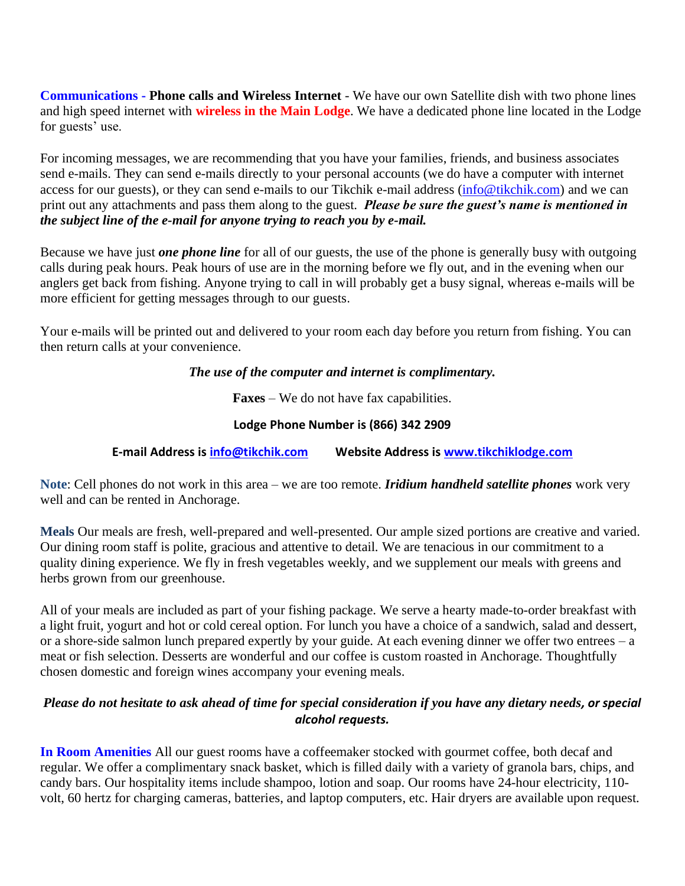**Communications - Phone calls and Wireless Internet** - We have our own Satellite dish with two phone lines and high speed internet with **wireless in the Main Lodge**. We have a dedicated phone line located in the Lodge for guests' use.

For incoming messages, we are recommending that you have your families, friends, and business associates send e-mails. They can send e-mails directly to your personal accounts (we do have a computer with internet access for our guests), or they can send e-mails to our Tikchik e-mail address (info@tikchik.com) and we can print out any attachments and pass them along to the guest. ***Please be sure the guest's name is mentioned in the subject line of the e-mail for anyone trying to reach you by e-mail.***

Because we have just ***one phone line*** for all of our guests, the use of the phone is generally busy with outgoing calls during peak hours. Peak hours of use are in the morning before we fly out, and in the evening when our anglers get back from fishing. Anyone trying to call in will probably get a busy signal, whereas e-mails will be more efficient for getting messages through to our guests.

Your e-mails will be printed out and delivered to your room each day before you return from fishing. You can then return calls at your convenience.

***The use of the computer and internet is complimentary.***

**Faxes** – We do not have fax capabilities.

**Lodge Phone Number is (866) 342 2909**

**E-mail Address is info@tikchik.com** **Website Address is www.tikchiklodge.com**

**Note**: Cell phones do not work in this area – we are too remote. ***Iridium handheld satellite phones*** work very well and can be rented in Anchorage.

**Meals** Our meals are fresh, well-prepared and well-presented. Our ample sized portions are creative and varied. Our dining room staff is polite, gracious and attentive to detail. We are tenacious in our commitment to a quality dining experience. We fly in fresh vegetables weekly, and we supplement our meals with greens and herbs grown from our greenhouse.

All of your meals are included as part of your fishing package. We serve a hearty made-to-order breakfast with a light fruit, yogurt and hot or cold cereal option. For lunch you have a choice of a sandwich, salad and dessert, or a shore-side salmon lunch prepared expertly by your guide. At each evening dinner we offer two entrees – a meat or fish selection. Desserts are wonderful and our coffee is custom roasted in Anchorage. Thoughtfully chosen domestic and foreign wines accompany your evening meals.

***Please do not hesitate to ask ahead of time for special consideration if you have any dietary needs, or special alcohol requests.***

**In Room Amenities** All our guest rooms have a coffeemaker stocked with gourmet coffee, both decaf and regular. We offer a complimentary snack basket, which is filled daily with a variety of granola bars, chips, and candy bars. Our hospitality items include shampoo, lotion and soap. Our rooms have 24-hour electricity, 110-volt, 60 hertz for charging cameras, batteries, and laptop computers, etc. Hair dryers are available upon request.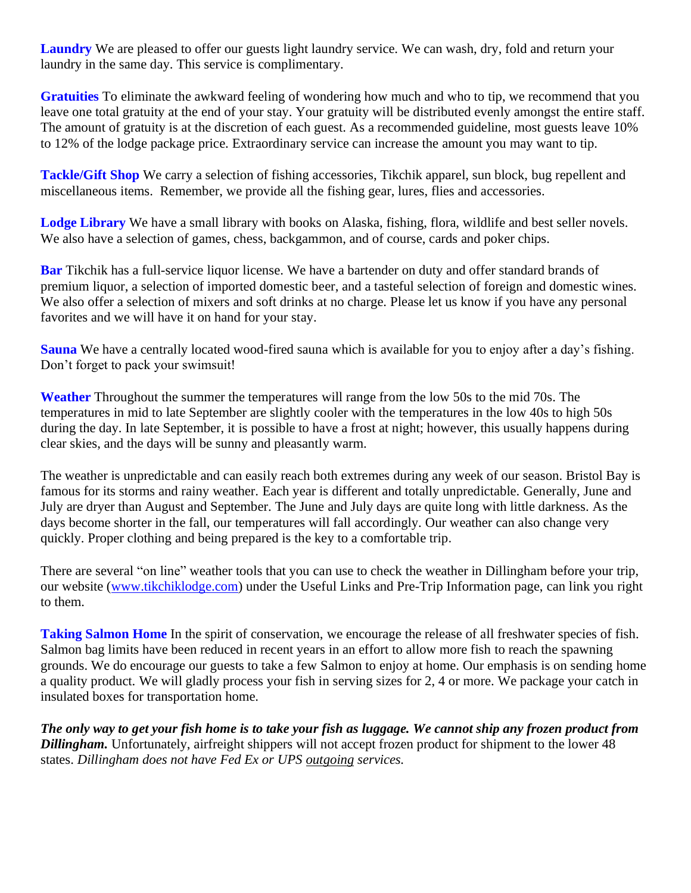**Laundry** We are pleased to offer our guests light laundry service. We can wash, dry, fold and return your laundry in the same day. This service is complimentary.

**Gratuities** To eliminate the awkward feeling of wondering how much and who to tip, we recommend that you leave one total gratuity at the end of your stay. Your gratuity will be distributed evenly amongst the entire staff. The amount of gratuity is at the discretion of each guest. As a recommended guideline, most guests leave 10% to 12% of the lodge package price. Extraordinary service can increase the amount you may want to tip.

**Tackle/Gift Shop** We carry a selection of fishing accessories, Tikchik apparel, sun block, bug repellent and miscellaneous items. Remember, we provide all the fishing gear, lures, flies and accessories.

**Lodge Library** We have a small library with books on Alaska, fishing, flora, wildlife and best seller novels. We also have a selection of games, chess, backgammon, and of course, cards and poker chips.

**Bar** Tikchik has a full-service liquor license. We have a bartender on duty and offer standard brands of premium liquor, a selection of imported domestic beer, and a tasteful selection of foreign and domestic wines. We also offer a selection of mixers and soft drinks at no charge. Please let us know if you have any personal favorites and we will have it on hand for your stay.

**Sauna** We have a centrally located wood-fired sauna which is available for you to enjoy after a day's fishing. Don't forget to pack your swimsuit!

**Weather** Throughout the summer the temperatures will range from the low 50s to the mid 70s. The temperatures in mid to late September are slightly cooler with the temperatures in the low 40s to high 50s during the day. In late September, it is possible to have a frost at night; however, this usually happens during clear skies, and the days will be sunny and pleasantly warm.

The weather is unpredictable and can easily reach both extremes during any week of our season. Bristol Bay is famous for its storms and rainy weather. Each year is different and totally unpredictable. Generally, June and July are dryer than August and September. The June and July days are quite long with little darkness. As the days become shorter in the fall, our temperatures will fall accordingly. Our weather can also change very quickly. Proper clothing and being prepared is the key to a comfortable trip.

There are several "on line" weather tools that you can use to check the weather in Dillingham before your trip, our website ([www.tikchiklodge.com](http://www.tikchiklodge.com)) under the Useful Links and Pre-Trip Information page, can link you right to them.

**Taking Salmon Home** In the spirit of conservation, we encourage the release of all freshwater species of fish. Salmon bag limits have been reduced in recent years in an effort to allow more fish to reach the spawning grounds. We do encourage our guests to take a few Salmon to enjoy at home. Our emphasis is on sending home a quality product. We will gladly process your fish in serving sizes for 2, 4 or more. We package your catch in insulated boxes for transportation home.

***The only way to get your fish home is to take your fish as luggage. We cannot ship any frozen product from Dillingham.*** Unfortunately, airfreight shippers will not accept frozen product for shipment to the lower 48 states. *Dillingham does not have Fed Ex or UPS outgoing services.*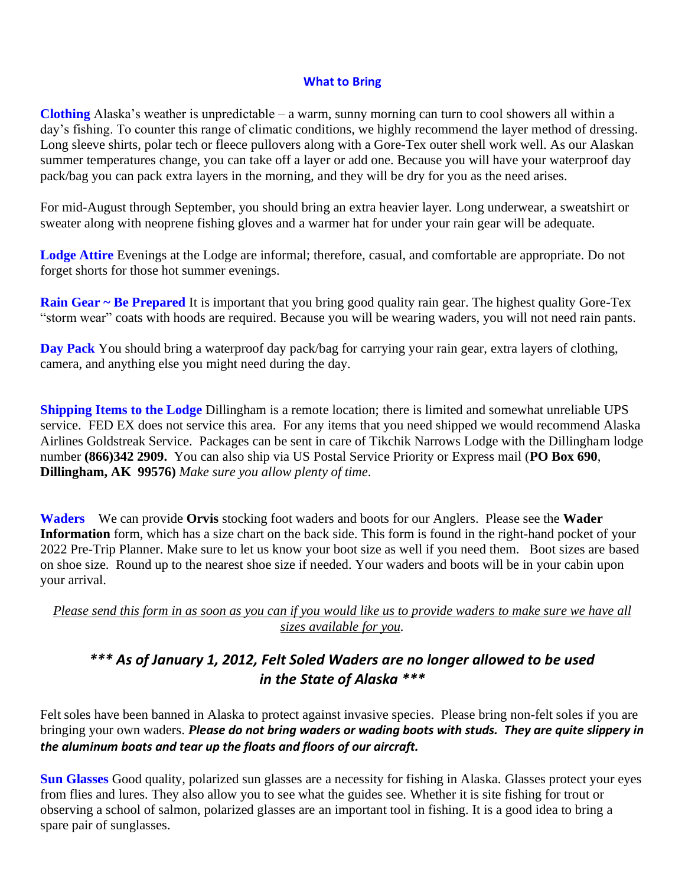## What to Bring

**Clothing** Alaska's weather is unpredictable – a warm, sunny morning can turn to cool showers all within a day's fishing. To counter this range of climatic conditions, we highly recommend the layer method of dressing. Long sleeve shirts, polar tech or fleece pullovers along with a Gore-Tex outer shell work well. As our Alaskan summer temperatures change, you can take off a layer or add one. Because you will have your waterproof day pack/bag you can pack extra layers in the morning, and they will be dry for you as the need arises.

For mid-August through September, you should bring an extra heavier layer. Long underwear, a sweatshirt or sweater along with neoprene fishing gloves and a warmer hat for under your rain gear will be adequate.

**Lodge Attire** Evenings at the Lodge are informal; therefore, casual, and comfortable are appropriate. Do not forget shorts for those hot summer evenings.

**Rain Gear ~ Be Prepared** It is important that you bring good quality rain gear. The highest quality Gore-Tex "storm wear" coats with hoods are required. Because you will be wearing waders, you will not need rain pants.

**Day Pack** You should bring a waterproof day pack/bag for carrying your rain gear, extra layers of clothing, camera, and anything else you might need during the day.

**Shipping Items to the Lodge** Dillingham is a remote location; there is limited and somewhat unreliable UPS service. FED EX does not service this area. For any items that you need shipped we would recommend Alaska Airlines Goldstreak Service. Packages can be sent in care of Tikchik Narrows Lodge with the Dillingham lodge number **(866)342 2909.** You can also ship via US Postal Service Priority or Express mail (**PO Box 690**, **Dillingham, AK 99576)** *Make sure you allow plenty of time.*

**Waders** We can provide **Orvis** stocking foot waders and boots for our Anglers. Please see the **Wader Information** form, which has a size chart on the back side. This form is found in the right-hand pocket of your 2022 Pre-Trip Planner. Make sure to let us know your boot size as well if you need them. Boot sizes are based on shoe size. Round up to the nearest shoe size if needed. Your waders and boots will be in your cabin upon your arrival.

*<u>Please send this form in as soon as you can if you would like us to provide waders to make sure we have all sizes available for you</u>.*

### *** As of January 1, 2012, Felt Soled Waders are no longer allowed to be used in the State of Alaska ***

Felt soles have been banned in Alaska to protect against invasive species. Please bring non-felt soles if you are bringing your own waders. ***Please do not bring waders or wading boots with studs. They are quite slippery in the aluminum boats and tear up the floats and floors of our aircraft.***

**Sun Glasses** Good quality, polarized sun glasses are a necessity for fishing in Alaska. Glasses protect your eyes from flies and lures. They also allow you to see what the guides see. Whether it is site fishing for trout or observing a school of salmon, polarized glasses are an important tool in fishing. It is a good idea to bring a spare pair of sunglasses.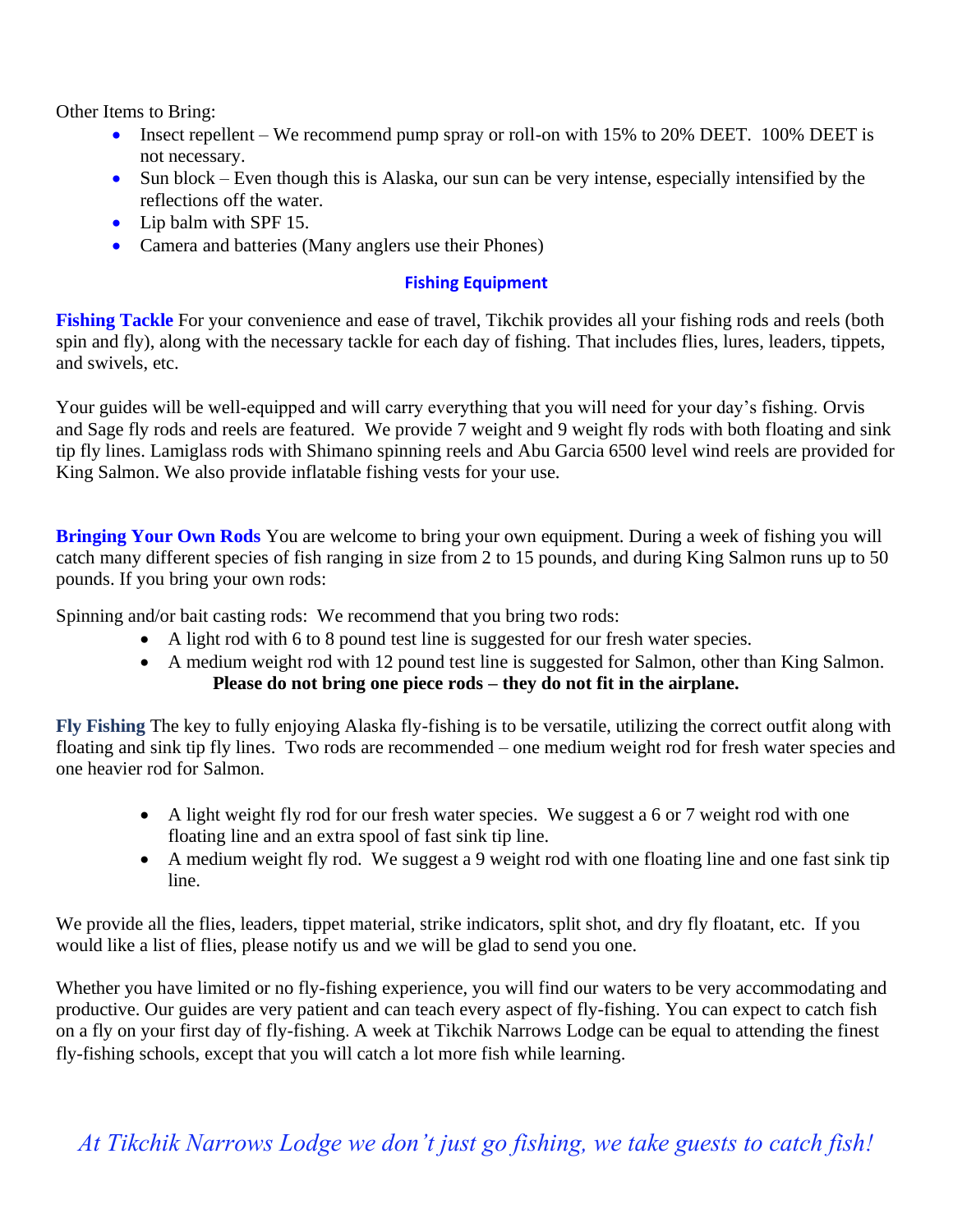Other Items to Bring:

- Insect repellent – We recommend pump spray or roll-on with 15% to 20% DEET. 100% DEET is not necessary.
- Sun block – Even though this is Alaska, our sun can be very intense, especially intensified by the reflections off the water.
- Lip balm with SPF 15.
- Camera and batteries (Many anglers use their Phones)

## Fishing Equipment

**Fishing Tackle** For your convenience and ease of travel, Tikchik provides all your fishing rods and reels (both spin and fly), along with the necessary tackle for each day of fishing. That includes flies, lures, leaders, tippets, and swivels, etc.

Your guides will be well-equipped and will carry everything that you will need for your day's fishing. Orvis and Sage fly rods and reels are featured. We provide 7 weight and 9 weight fly rods with both floating and sink tip fly lines. Lamiglass rods with Shimano spinning reels and Abu Garcia 6500 level wind reels are provided for King Salmon. We also provide inflatable fishing vests for your use.

**Bringing Your Own Rods** You are welcome to bring your own equipment. During a week of fishing you will catch many different species of fish ranging in size from 2 to 15 pounds, and during King Salmon runs up to 50 pounds. If you bring your own rods:

Spinning and/or bait casting rods: We recommend that you bring two rods:

- A light rod with 6 to 8 pound test line is suggested for our fresh water species.
- A medium weight rod with 12 pound test line is suggested for Salmon, other than King Salmon.

**Please do not bring one piece rods – they do not fit in the airplane.**

**Fly Fishing** The key to fully enjoying Alaska fly-fishing is to be versatile, utilizing the correct outfit along with floating and sink tip fly lines. Two rods are recommended – one medium weight rod for fresh water species and one heavier rod for Salmon.

- A light weight fly rod for our fresh water species. We suggest a 6 or 7 weight rod with one floating line and an extra spool of fast sink tip line.
- A medium weight fly rod. We suggest a 9 weight rod with one floating line and one fast sink tip line.

We provide all the flies, leaders, tippet material, strike indicators, split shot, and dry fly floatant, etc. If you would like a list of flies, please notify us and we will be glad to send you one.

Whether you have limited or no fly-fishing experience, you will find our waters to be very accommodating and productive. Our guides are very patient and can teach every aspect of fly-fishing. You can expect to catch fish on a fly on your first day of fly-fishing. A week at Tikchik Narrows Lodge can be equal to attending the finest fly-fishing schools, except that you will catch a lot more fish while learning.

*At Tikchik Narrows Lodge we don't just go fishing, we take guests to catch fish!*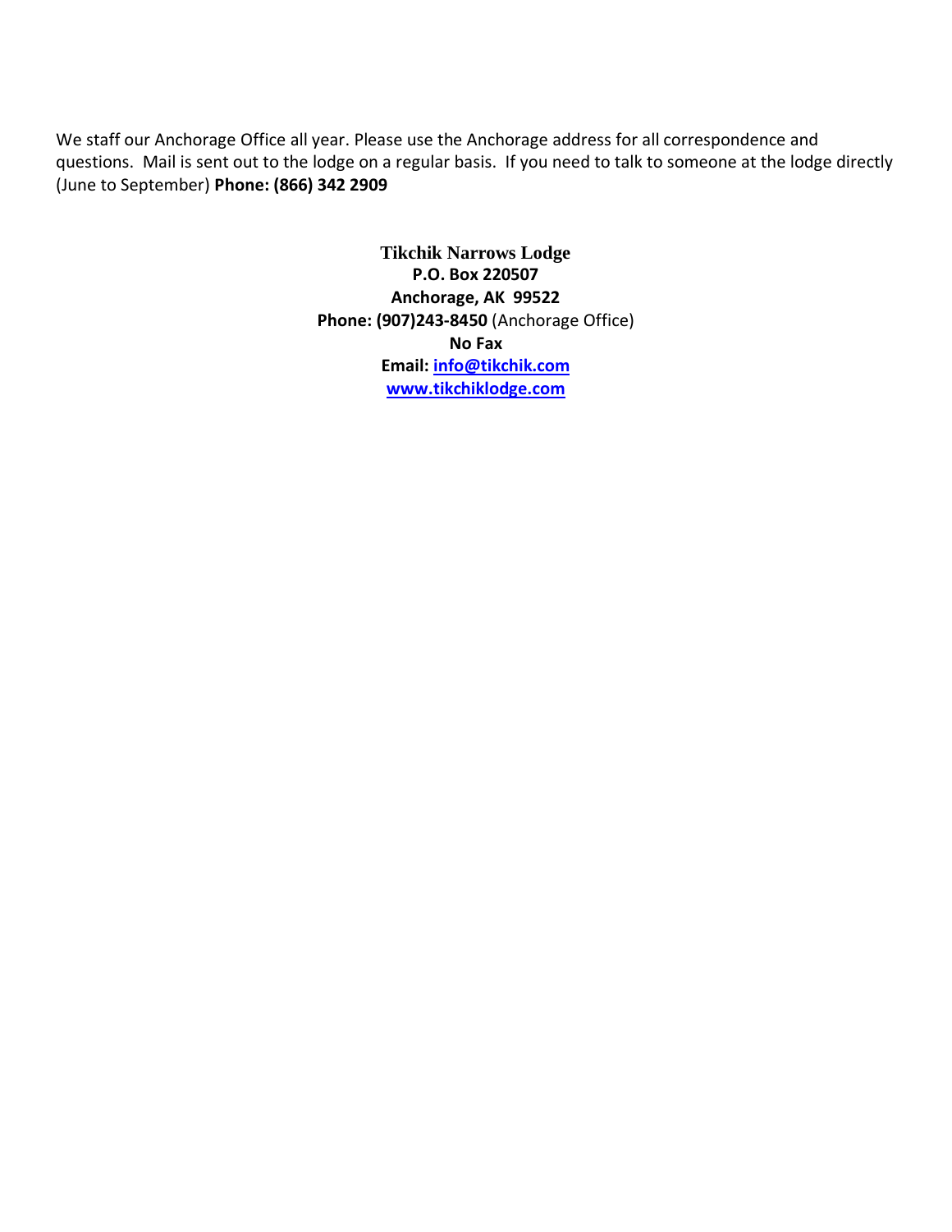We staff our Anchorage Office all year. Please use the Anchorage address for all correspondence and questions. Mail is sent out to the lodge on a regular basis. If you need to talk to someone at the lodge directly (June to September) **Phone: (866) 342 2909**

**Tikchik Narrows Lodge**
**P.O. Box 220507**
**Anchorage, AK 99522**
**Phone: (907)243-8450** (Anchorage Office)
**No Fax**
**Email: info@tikchik.com**
**www.tikchiklodge.com**